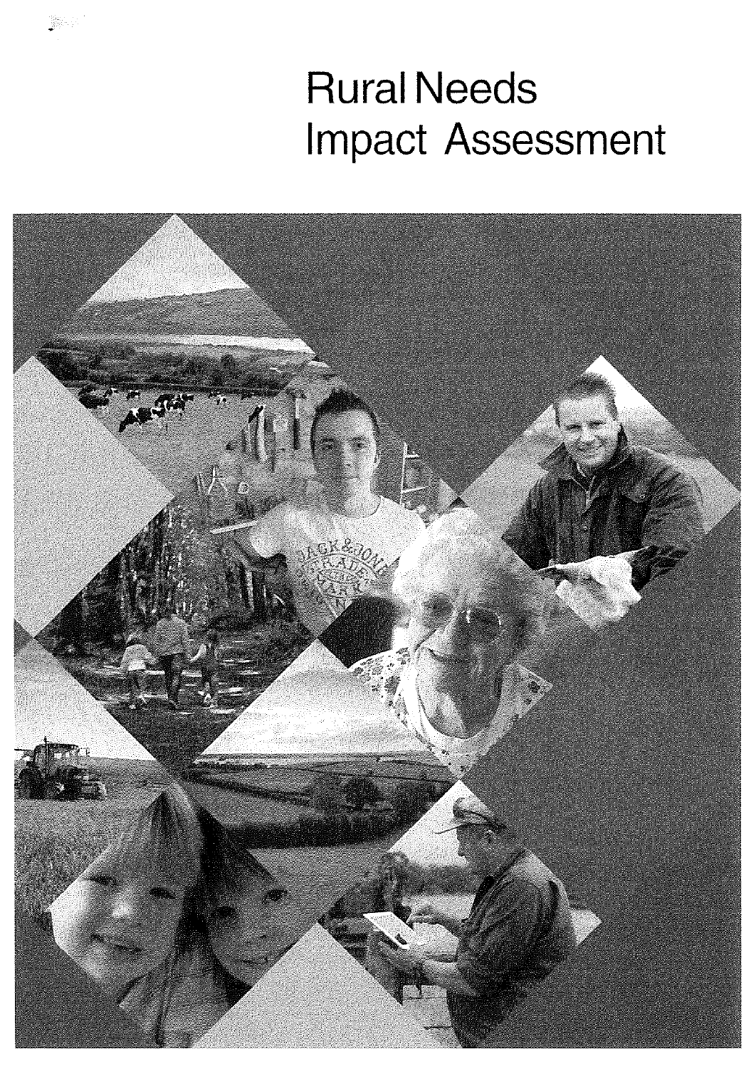# Rural Needs Impact Assessment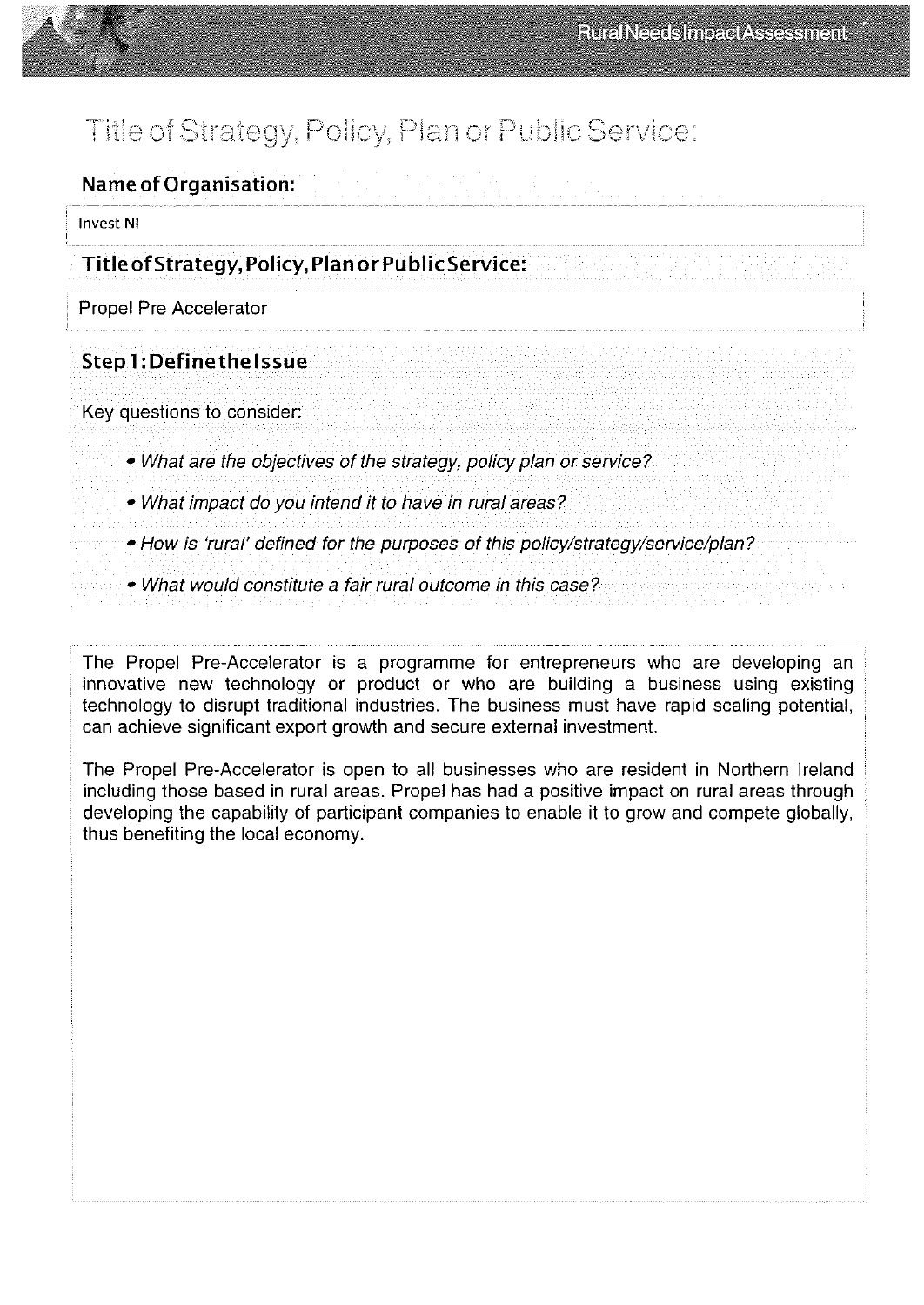# Title of Strategy, Policy, Plan or Public Service:

**Name of Organisation:**

Invest NI

**Title of Strategy, Policy, Plan or Public Service:**

Propel Pre Accelerator

## Step 1: Define the Issue

Key questions to consider:

- *What are the objectives of the strategy, policy plan or service?*
- *What impact do you intend it to have in rural areas?*
- *How is 'rural' defined for the purposes of this policy/strategy/service/plan?*
- *What would constitute a fair rural outcome in this case?*

The Propel Pre-Accelerator is a programme for entrepreneurs who are developing an innovative new technology or product or who are building a business using existing technology to disrupt traditional industries. The business must have rapid scaling potential, can achieve significant export growth and secure external investment.

The Propel Pre-Accelerator is open to all businesses who are resident in Northern Ireland including those based in rural areas. Propel has had a positive impact on rural areas through developing the capability of participant companies to enable it to grow and compete globally, thus benefiting the local economy.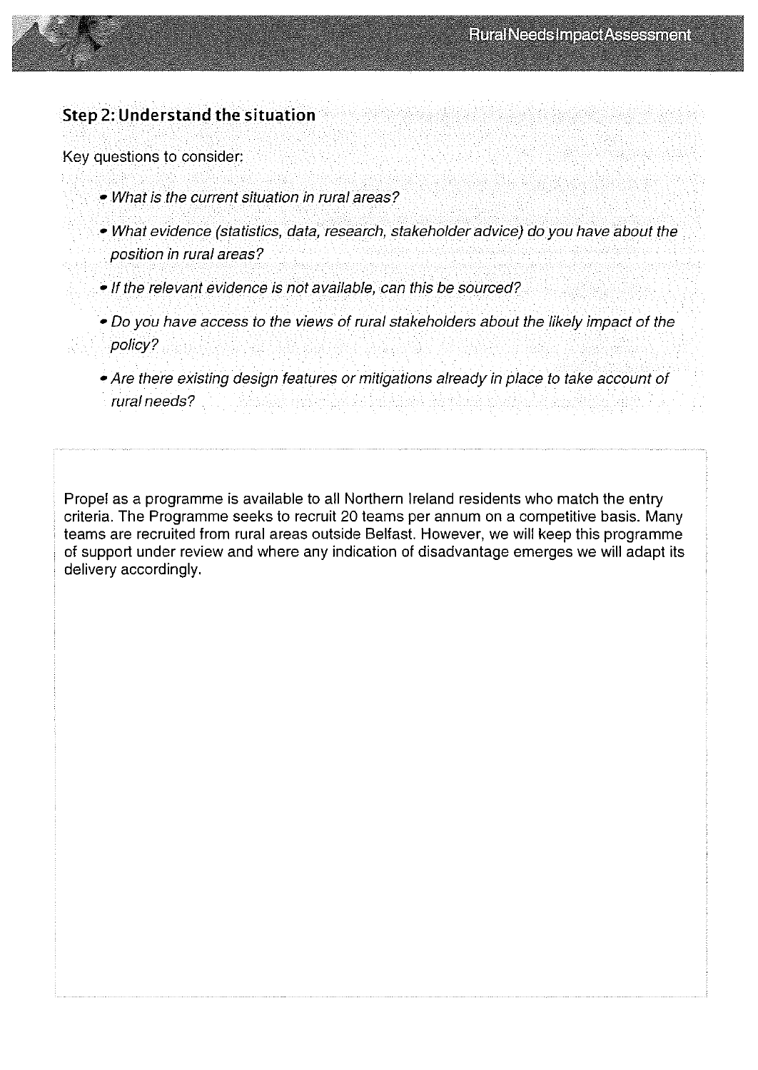## Step 2: Understand the situation

Key questions to consider:

- *What is the current situation in rural areas?*
- *What evidence (statistics, data, research, stakeholder advice) do you have about the position in rural areas?*
- *If the relevant evidence is not available, can this be sourced?*
- *Do you have access to the views of rural stakeholders about the likely impact of the policy?*
- *Are there existing design features or mitigations already in place to take account of rural needs?*

Propel as a programme is available to all Northern Ireland residents who match the entry criteria. The Programme seeks to recruit 20 teams per annum on a competitive basis. Many teams are recruited from rural areas outside Belfast. However, we will keep this programme of support under review and where any indication of disadvantage emerges we will adapt its delivery accordingly.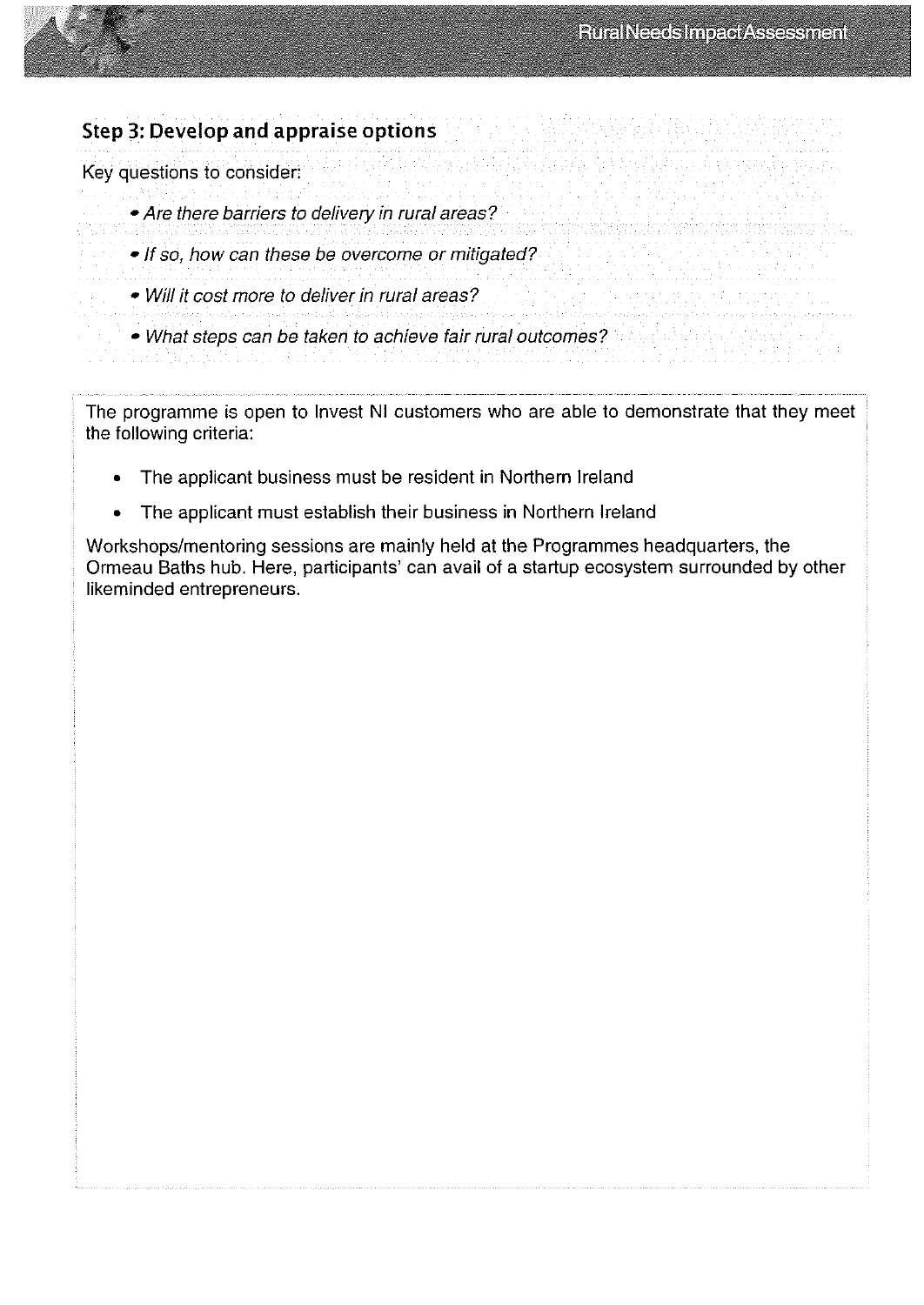## Step 3: Develop and appraise options

Key questions to consider:

- *Are there barriers to delivery in rural areas?*
- *If so, how can these be overcome or mitigated?*
- *Will it cost more to deliver in rural areas?*
- *What steps can be taken to achieve fair rural outcomes?*

The programme is open to Invest NI customers who are able to demonstrate that they meet the following criteria:

- The applicant business must be resident in Northern Ireland
- The applicant must establish their business in Northern Ireland

Workshops/mentoring sessions are mainly held at the Programmes headquarters, the Ormeau Baths hub. Here, participants' can avail of a startup ecosystem surrounded by other likeminded entrepreneurs.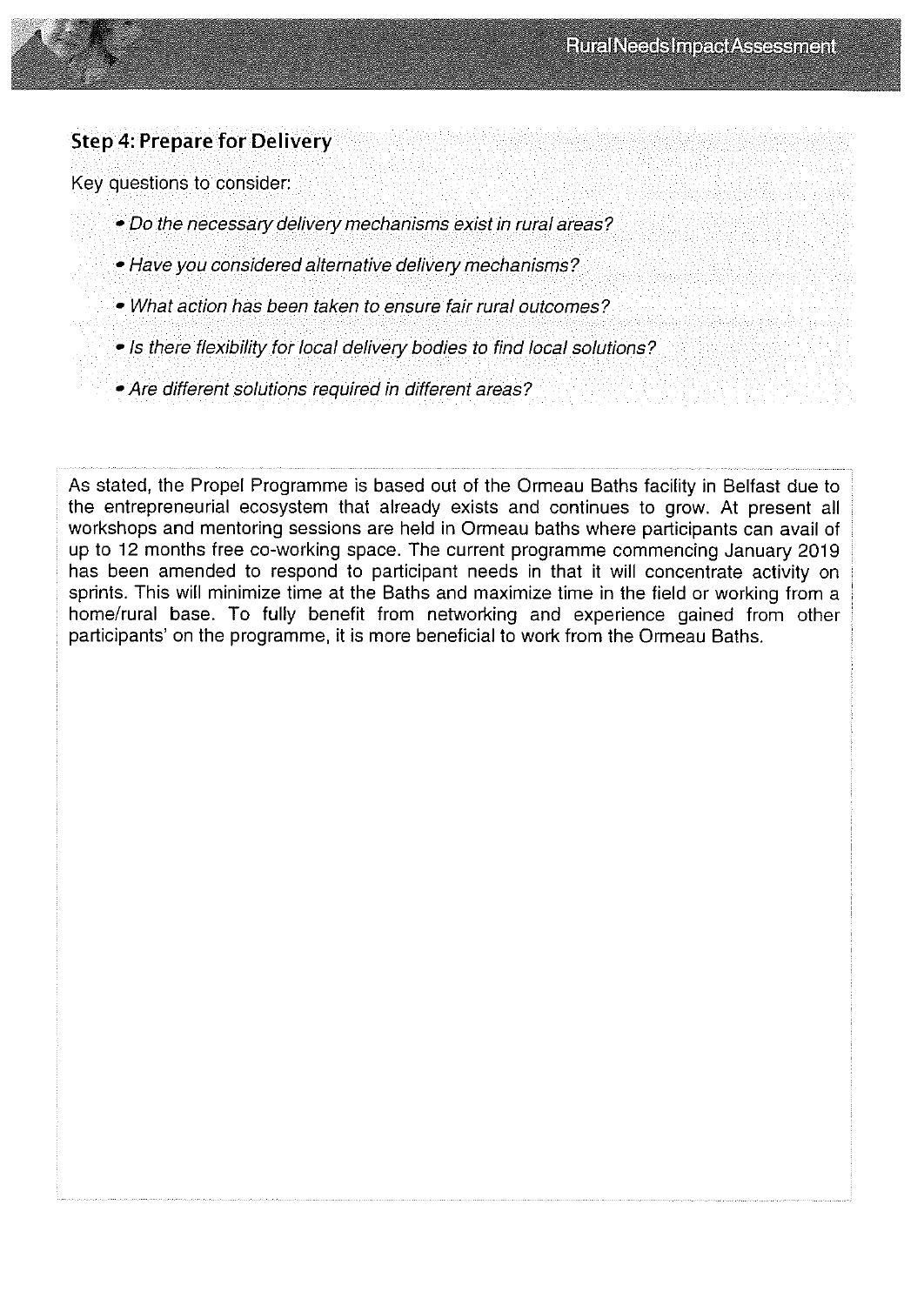## Step 4: Prepare for Delivery

Key questions to consider:

- *Do the necessary delivery mechanisms exist in rural areas?*
- *Have you considered alternative delivery mechanisms?*
- *What action has been taken to ensure fair rural outcomes?*
- *Is there flexibility for local delivery bodies to find local solutions?*
- *Are different solutions required in different areas?*

As stated, the Propel Programme is based out of the Ormeau Baths facility in Belfast due to the entrepreneurial ecosystem that already exists and continues to grow. At present all workshops and mentoring sessions are held in Ormeau baths where participants can avail of up to 12 months free co-working space. The current programme commencing January 2019 has been amended to respond to participant needs in that it will concentrate activity on sprints. This will minimize time at the Baths and maximize time in the field or working from a home/rural base. To fully benefit from networking and experience gained from other participants' on the programme, it is more beneficial to work from the Ormeau Baths.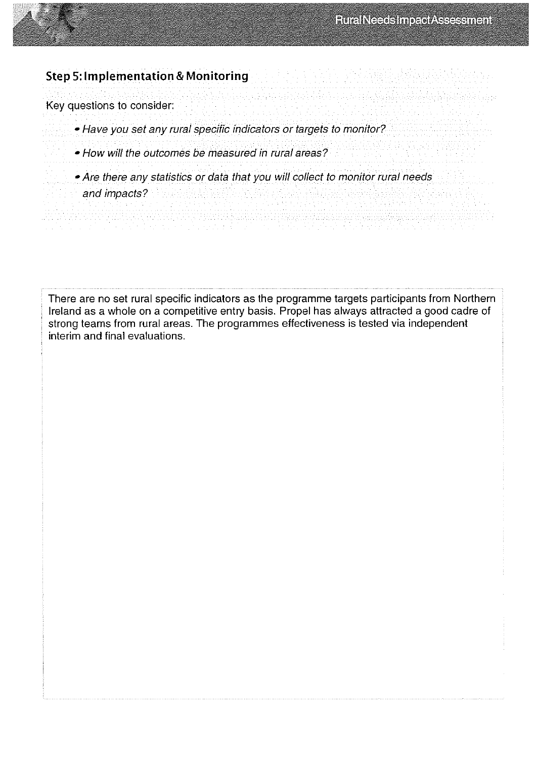## Step 5: Implementation & Monitoring

Key questions to consider:

- *Have you set any rural specific indicators or targets to monitor?*
- *How will the outcomes be measured in rural areas?*
- *Are there any statistics or data that you will collect to monitor rural needs and impacts?*

There are no set rural specific indicators as the programme targets participants from Northern Ireland as a whole on a competitive entry basis. Propel has always attracted a good cadre of strong teams from rural areas. The programmes effectiveness is tested via independent interim and final evaluations.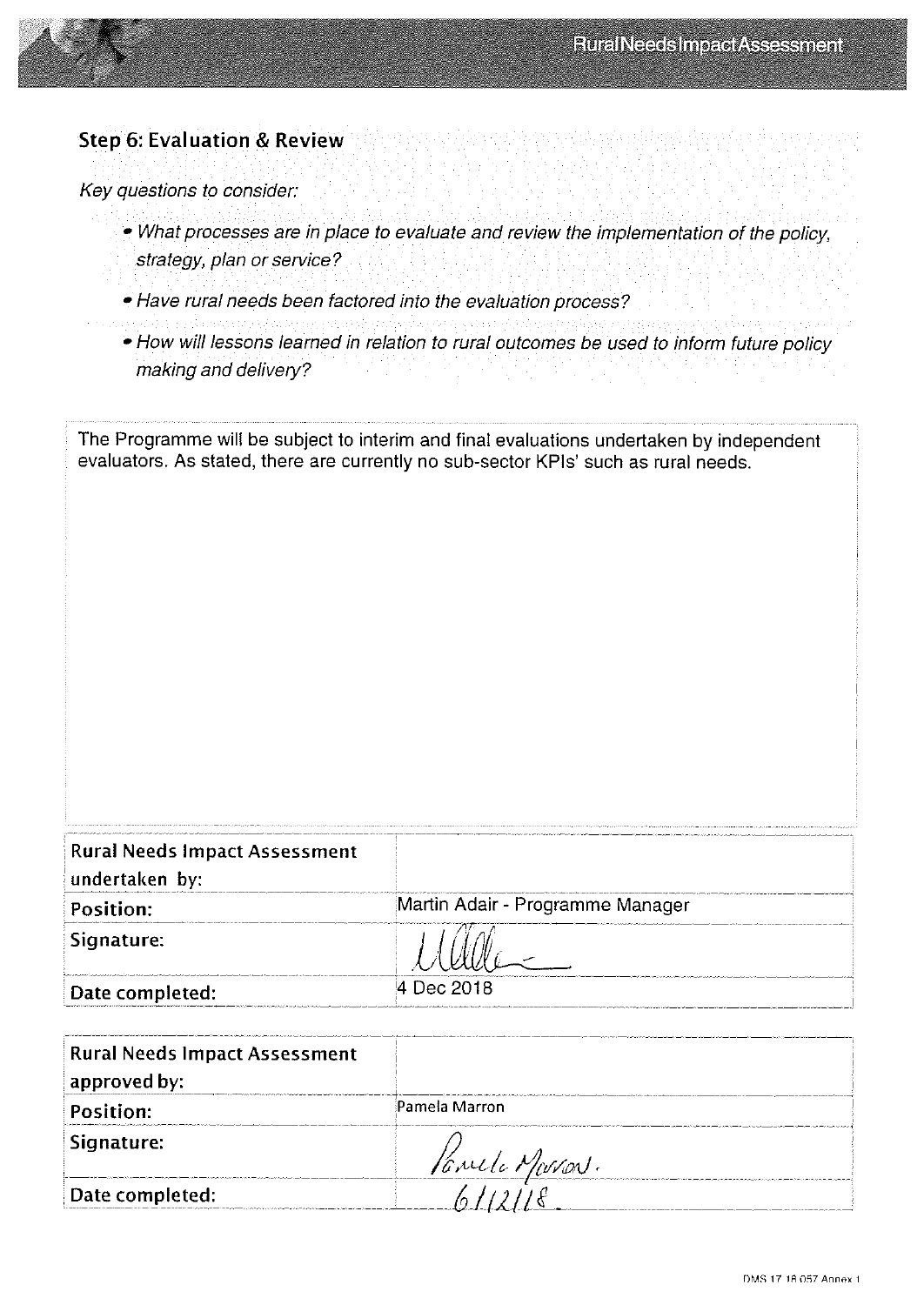## Step 6: Evaluation & Review

*Key questions to consider:*

- *What processes are in place to evaluate and review the implementation of the policy, strategy, plan or service?*
- *Have rural needs been factored into the evaluation process?*
- *How will lessons learned in relation to rural outcomes be used to inform future policy making and delivery?*

The Programme will be subject to interim and final evaluations undertaken by independent evaluators. As stated, there are currently no sub-sector KPIs' such as rural needs.

| | |
|---|---|
| **Rural Needs Impact Assessment undertaken by:** | |
| **Position:** | Martin Adair - Programme Manager |
| **Signature:** | [signature] |
| **Date completed:** | 4 Dec 2018 |

| | |
|---|---|
| **Rural Needs Impact Assessment approved by:** | |
| **Position:** | Pamela Marron |
| **Signature:** | Pamela Marron. |
| **Date completed:** | 6/12/18. |

DMS 17 18 057 Annex 1